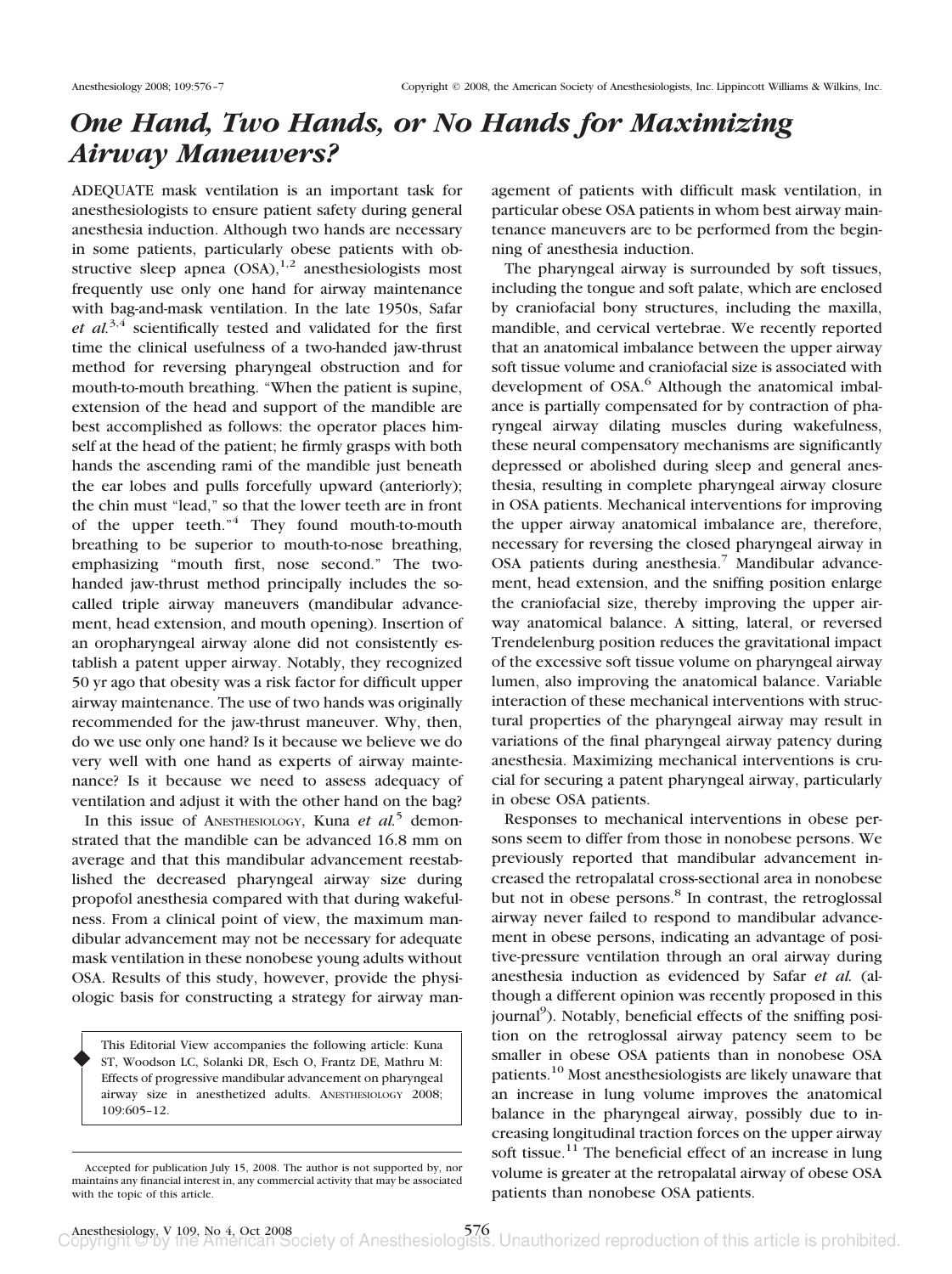# One Hand, Two Hands, or No Hands for Maximizing Airway Maneuvers?

ADEQUATE mask ventilation is an important task for anesthesiologists to ensure patient safety during general anesthesia induction. Although two hands are necessary in some patients, particularly obese patients with obstructive sleep apnea (OSA),[1,2] anesthesiologists most frequently use only one hand for airway maintenance with bag-and-mask ventilation. In the late 1950s, Safar *et al.*[3,4] scientifically tested and validated for the first time the clinical usefulness of a two-handed jaw-thrust method for reversing pharyngeal obstruction and for mouth-to-mouth breathing. "When the patient is supine, extension of the head and support of the mandible are best accomplished as follows: the operator places himself at the head of the patient; he firmly grasps with both hands the ascending rami of the mandible just beneath the ear lobes and pulls forcefully upward (anteriorly); the chin must "lead," so that the lower teeth are in front of the upper teeth."[4] They found mouth-to-mouth breathing to be superior to mouth-to-nose breathing, emphasizing "mouth first, nose second." The two-handed jaw-thrust method principally includes the so-called triple airway maneuvers (mandibular advancement, head extension, and mouth opening). Insertion of an oropharyngeal airway alone did not consistently establish a patent upper airway. Notably, they recognized 50 yr ago that obesity was a risk factor for difficult upper airway maintenance. The use of two hands was originally recommended for the jaw-thrust maneuver. Why, then, do we use only one hand? Is it because we believe we do very well with one hand as experts of airway maintenance? Is it because we need to assess adequacy of ventilation and adjust it with the other hand on the bag?

In this issue of ANESTHESIOLOGY, Kuna *et al.*[5] demonstrated that the mandible can be advanced 16.8 mm on average and that this mandibular advancement reestablished the decreased pharyngeal airway size during propofol anesthesia compared with that during wakefulness. From a clinical point of view, the maximum mandibular advancement may not be necessary for adequate mask ventilation in these nonobese young adults without OSA. Results of this study, however, provide the physiologic basis for constructing a strategy for airway management of patients with difficult mask ventilation, in particular obese OSA patients in whom best airway maintenance maneuvers are to be performed from the beginning of anesthesia induction.

> This Editorial View accompanies the following article: Kuna ST, Woodson LC, Solanki DR, Esch O, Frantz DE, Mathru M: Effects of progressive mandibular advancement on pharyngeal airway size in anesthetized adults. ANESTHESIOLOGY 2008; 109:605–12.

The pharyngeal airway is surrounded by soft tissues, including the tongue and soft palate, which are enclosed by craniofacial bony structures, including the maxilla, mandible, and cervical vertebrae. We recently reported that an anatomical imbalance between the upper airway soft tissue volume and craniofacial size is associated with development of OSA.[6] Although the anatomical imbalance is partially compensated for by contraction of pharyngeal airway dilating muscles during wakefulness, these neural compensatory mechanisms are significantly depressed or abolished during sleep and general anesthesia, resulting in complete pharyngeal airway closure in OSA patients. Mechanical interventions for improving the upper airway anatomical imbalance are, therefore, necessary for reversing the closed pharyngeal airway in OSA patients during anesthesia.[7] Mandibular advancement, head extension, and the sniffing position enlarge the craniofacial size, thereby improving the upper airway anatomical balance. A sitting, lateral, or reversed Trendelenburg position reduces the gravitational impact of the excessive soft tissue volume on pharyngeal airway lumen, also improving the anatomical balance. Variable interaction of these mechanical interventions with structural properties of the pharyngeal airway may result in variations of the final pharyngeal airway patency during anesthesia. Maximizing mechanical interventions is crucial for securing a patent pharyngeal airway, particularly in obese OSA patients.

Responses to mechanical interventions in obese persons seem to differ from those in nonobese persons. We previously reported that mandibular advancement increased the retropalatal cross-sectional area in nonobese but not in obese persons.[8] In contrast, the retroglossal airway never failed to respond to mandibular advancement in obese persons, indicating an advantage of positive-pressure ventilation through an oral airway during anesthesia induction as evidenced by Safar *et al.* (although a different opinion was recently proposed in this journal[9]). Notably, beneficial effects of the sniffing position on the retroglossal airway patency seem to be smaller in obese OSA patients than in nonobese OSA patients.[10] Most anesthesiologists are likely unaware that an increase in lung volume improves the anatomical balance in the pharyngeal airway, possibly due to increasing longitudinal traction forces on the upper airway soft tissue.[11] The beneficial effect of an increase in lung volume is greater at the retropalatal airway of obese OSA patients than nonobese OSA patients.

Accepted for publication July 15, 2008. The author is not supported by, nor maintains any financial interest in, any commercial activity that may be associated with the topic of this article.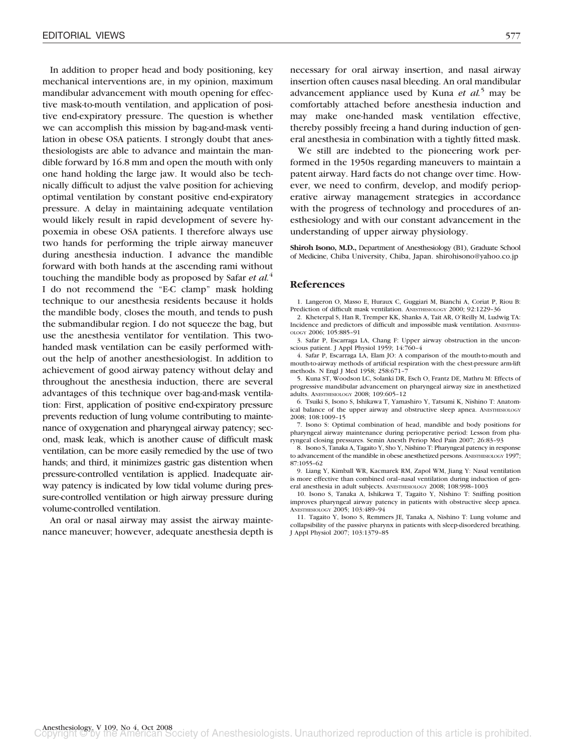In addition to proper head and body positioning, key mechanical interventions are, in my opinion, maximum mandibular advancement with mouth opening for effective mask-to-mouth ventilation, and application of positive end-expiratory pressure. The question is whether we can accomplish this mission by bag-and-mask ventilation in obese OSA patients. I strongly doubt that anesthesiologists are able to advance and maintain the mandible forward by 16.8 mm and open the mouth with only one hand holding the large jaw. It would also be technically difficult to adjust the valve position for achieving optimal ventilation by constant positive end-expiratory pressure. A delay in maintaining adequate ventilation would likely result in rapid development of severe hypoxemia in obese OSA patients. I therefore always use two hands for performing the triple airway maneuver during anesthesia induction. I advance the mandible forward with both hands at the ascending rami without touching the mandible body as proposed by Safar *et al.*[4] I do not recommend the "E-C clamp" mask holding technique to our anesthesia residents because it holds the mandible body, closes the mouth, and tends to push the submandibular region. I do not squeeze the bag, but use the anesthesia ventilator for ventilation. This two-handed mask ventilation can be easily performed without the help of another anesthesiologist. In addition to achievement of good airway patency without delay and throughout the anesthesia induction, there are several advantages of this technique over bag-and-mask ventilation: First, application of positive end-expiratory pressure prevents reduction of lung volume contributing to maintenance of oxygenation and pharyngeal airway patency; second, mask leak, which is another cause of difficult mask ventilation, can be more easily remedied by the use of two hands; and third, it minimizes gastric gas distention when pressure-controlled ventilation is applied. Inadequate airway patency is indicated by low tidal volume during pressure-controlled ventilation or high airway pressure during volume-controlled ventilation.

An oral or nasal airway may assist the airway maintenance maneuver; however, adequate anesthesia depth is necessary for oral airway insertion, and nasal airway insertion often causes nasal bleeding. An oral mandibular advancement appliance used by Kuna *et al.*[5] may be comfortably attached before anesthesia induction and may make one-handed mask ventilation effective, thereby possibly freeing a hand during induction of general anesthesia in combination with a tightly fitted mask.

We still are indebted to the pioneering work performed in the 1950s regarding maneuvers to maintain a patent airway. Hard facts do not change over time. However, we need to confirm, develop, and modify perioperative airway management strategies in accordance with the progress of technology and procedures of anesthesiology and with our constant advancement in the understanding of upper airway physiology.

**Shiroh Isono, M.D.,** Department of Anesthesiology (B1), Graduate School of Medicine, Chiba University, Chiba, Japan. shirohisono@yahoo.co.jp

## References

1. Langeron O, Masso E, Huraux C, Guggiari M, Bianchi A, Coriat P, Riou B: Prediction of difficult mask ventilation. ANESTHESIOLOGY 2000; 92:1229–36
2. Kheterpal S, Han R, Tremper KK, Shanks A, Tait AR, O'Reilly M, Ludwig TA: Incidence and predictors of difficult and impossible mask ventilation. ANESTHESIOLOGY 2006; 105:885–91
3. Safar P, Escarraga LA, Chang F: Upper airway obstruction in the unconscious patient. J Appl Physiol 1959; 14:760–4
4. Safar P, Escarraga LA, Elam JO: A comparison of the mouth-to-mouth and mouth-to-airway methods of artificial respiration with the chest-pressure arm-lift methods. N Engl J Med 1958; 258:671–7
5. Kuna ST, Woodson LC, Solanki DR, Esch O, Frantz DE, Mathru M: Effects of progressive mandibular advancement on pharyngeal airway size in anesthetized adults. ANESTHESIOLOGY 2008; 109:605–12
6. Tsuiki S, Isono S, Ishikawa T, Yamashiro Y, Tatsumi K, Nishino T: Anatomical balance of the upper airway and obstructive sleep apnea. ANESTHESIOLOGY 2008; 108:1009–15
7. Isono S: Optimal combination of head, mandible and body positions for pharyngeal airway maintenance during perioperative period: Lesson from pharyngeal closing pressures. Semin Anesth Periop Med Pain 2007; 26:83–93
8. Isono S, Tanaka A, Tagaito Y, Sho Y, Nishino T: Pharyngeal patency in response to advancement of the mandible in obese anesthetized persons. ANESTHESIOLOGY 1997; 87:1055–62
9. Liang Y, Kimball WR, Kacmarek RM, Zapol WM, Jiang Y: Nasal ventilation is more effective than combined oral–nasal ventilation during induction of general anesthesia in adult subjects. ANESTHESIOLOGY 2008; 108:998–1003
10. Isono S, Tanaka A, Ishikawa T, Tagaito Y, Nishino T: Sniffing position improves pharyngeal airway patency in patients with obstructive sleep apnea. ANESTHESIOLOGY 2005; 103:489–94
11. Tagaito Y, Isono S, Remmers JE, Tanaka A, Nishino T: Lung volume and collapsibility of the passive pharynx in patients with sleep-disordered breathing. J Appl Physiol 2007; 103:1379–85